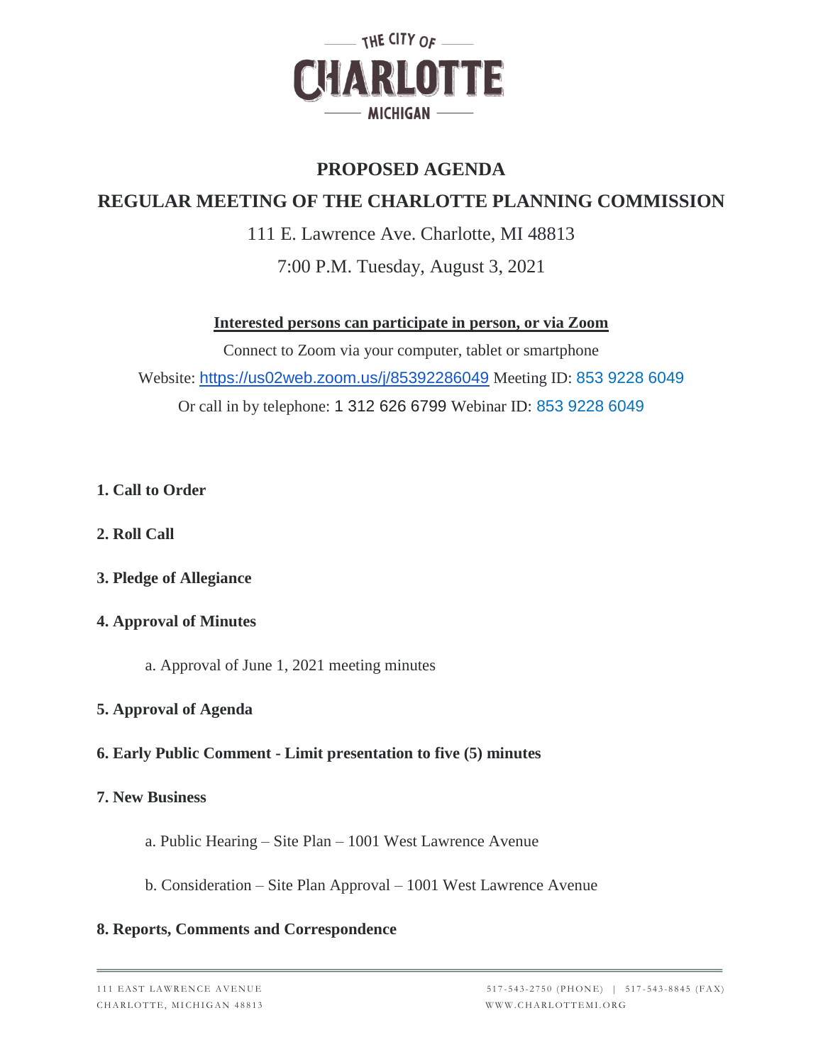THE CITY OF

CHARLOTTE

MICHIGAN

# PROPOSED AGENDA

## REGULAR MEETING OF THE CHARLOTTE PLANNING COMMISSION

111 E. Lawrence Ave. Charlotte, MI 48813

7:00 P.M. Tuesday, August 3, 2021

**Interested persons can participate in person, or via Zoom**

Connect to Zoom via your computer, tablet or smartphone

Website: https://us02web.zoom.us/j/85392286049 Meeting ID: 853 9228 6049

Or call in by telephone: 1 312 626 6799 Webinar ID: 853 9228 6049

**1. Call to Order**

**2. Roll Call**

**3. Pledge of Allegiance**

**4. Approval of Minutes**

a. Approval of June 1, 2021 meeting minutes

**5. Approval of Agenda**

**6. Early Public Comment - Limit presentation to five (5) minutes**

**7. New Business**

a. Public Hearing – Site Plan – 1001 West Lawrence Avenue

b. Consideration – Site Plan Approval – 1001 West Lawrence Avenue

**8. Reports, Comments and Correspondence**

111 EAST LAWRENCE AVENUE
CHARLOTTE, MICHIGAN 48813

517-543-2750 (PHONE) | 517-543-8845 (FAX)
WWW.CHARLOTTEMI.ORG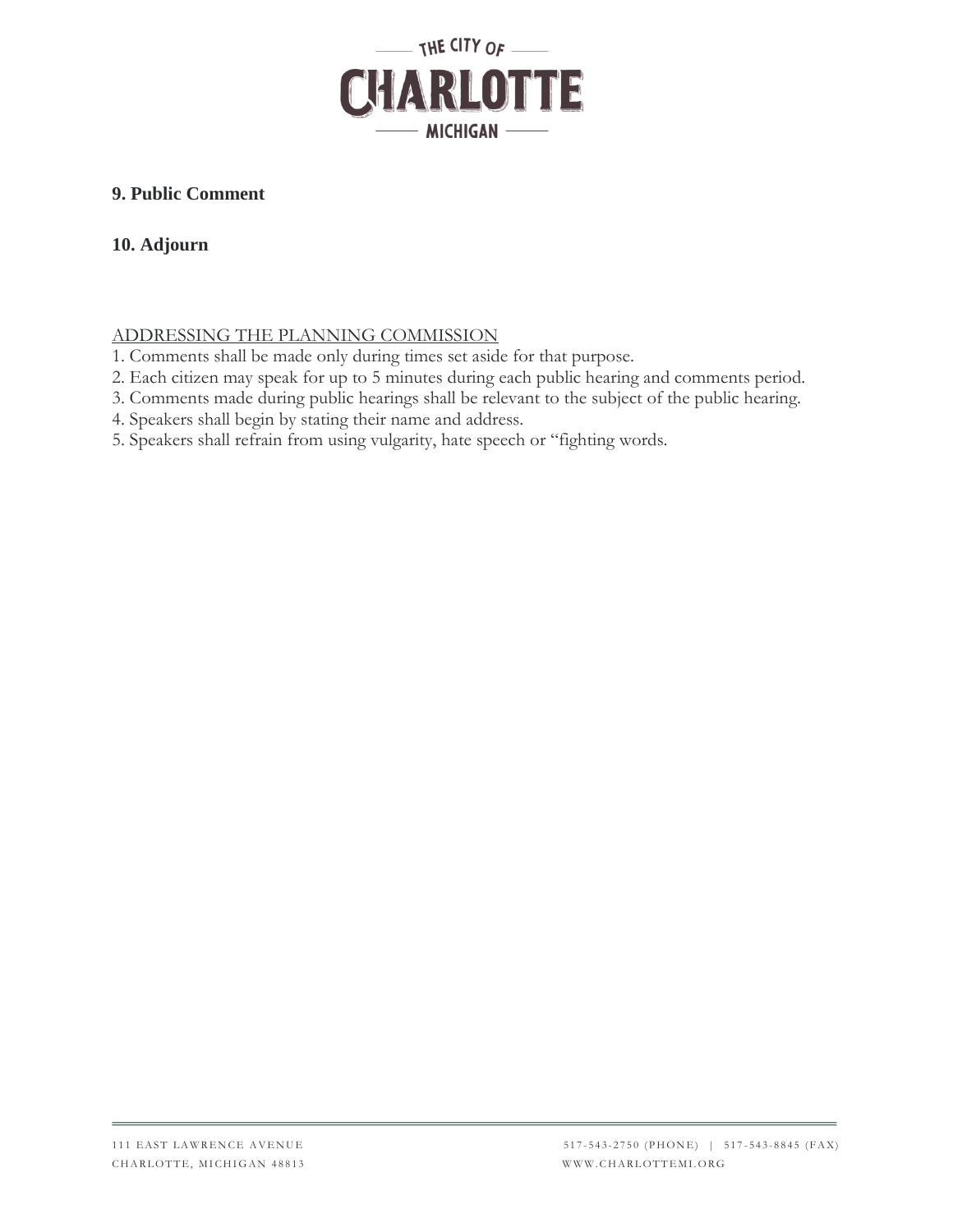**9. Public Comment**

**10. Adjourn**

ADDRESSING THE PLANNING COMMISSION

1. Comments shall be made only during times set aside for that purpose.
2. Each citizen may speak for up to 5 minutes during each public hearing and comments period.
3. Comments made during public hearings shall be relevant to the subject of the public hearing.
4. Speakers shall begin by stating their name and address.
5. Speakers shall refrain from using vulgarity, hate speech or "fighting words.